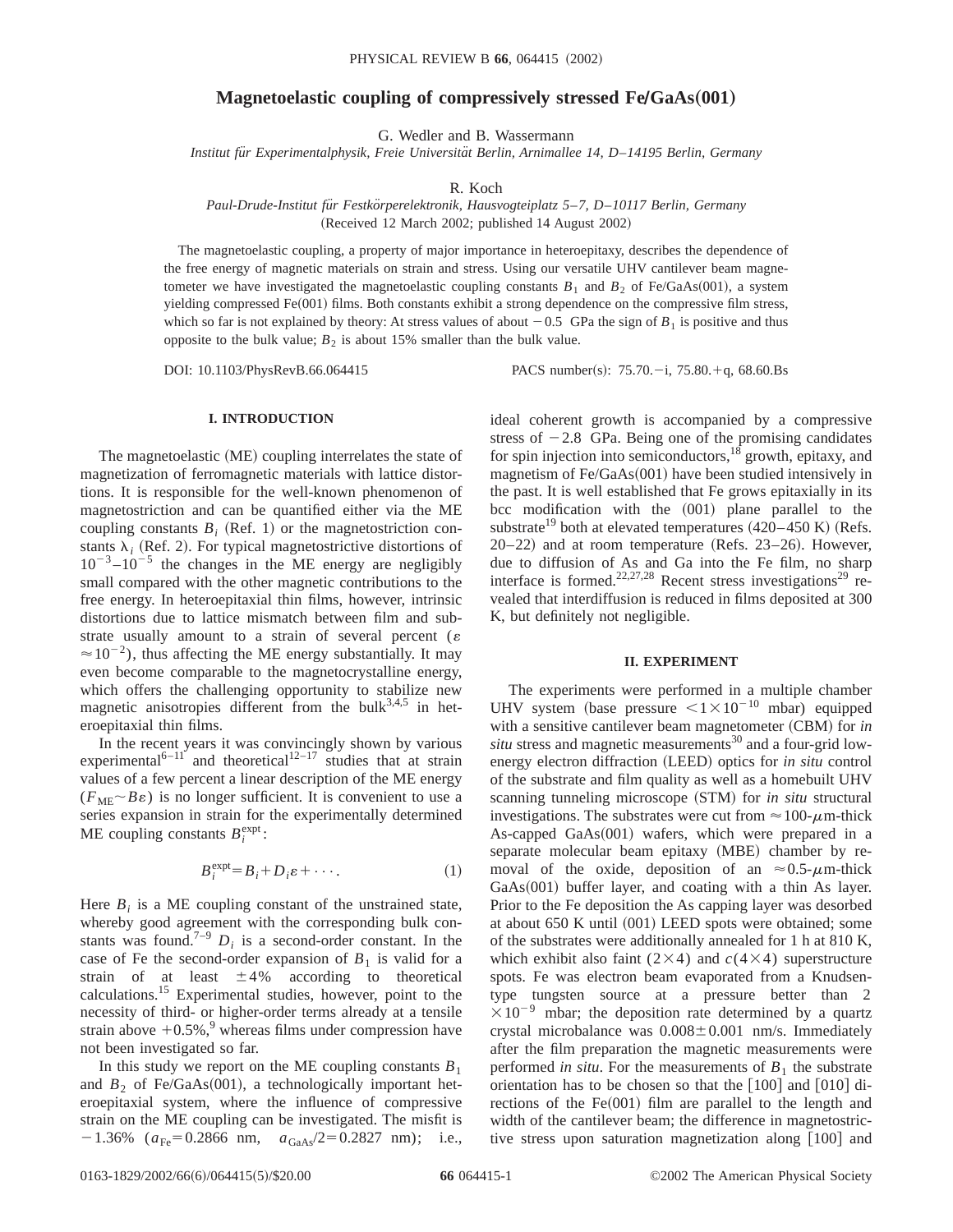# Magnetoelastic coupling of compressively stressed Fe/GaAs(001)

G. Wedler and B. Wassermann

*Institut für Experimentalphysik, Freie Universität Berlin, Arnimallee 14, D–14195 Berlin, Germany*

R. Koch

*Paul-Drude-Institut für Festkörperelektronik, Hausvogteiplatz 5–7, D–10117 Berlin, Germany*

(Received 12 March 2002; published 14 August 2002)

The magnetoelastic coupling, a property of major importance in heteroepitaxy, describes the dependence of the free energy of magnetic materials on strain and stress. Using our versatile UHV cantilever beam magnetometer we have investigated the magnetoelastic coupling constants $B_1$ and $B_2$ of Fe/GaAs(001), a system yielding compressed Fe(001) films. Both constants exhibit a strong dependence on the compressive film stress, which so far is not explained by theory: At stress values of about $-0.5$ GPa the sign of $B_1$ is positive and thus opposite to the bulk value; $B_2$ is about 15% smaller than the bulk value.

DOI: 10.1103/PhysRevB.66.064415 PACS number(s): 75.70.−i, 75.80.+q, 68.60.Bs

## I. INTRODUCTION

The magnetoelastic (ME) coupling interrelates the state of magnetization of ferromagnetic materials with lattice distortions. It is responsible for the well-known phenomenon of magnetostriction and can be quantified either via the ME coupling constants $B_i$ (Ref. 1) or the magnetostriction constants $\lambda_i$ (Ref. 2). For typical magnetostrictive distortions of $10^{-3}$–$10^{-5}$ the changes in the ME energy are negligibly small compared with the other magnetic contributions to the free energy. In heteroepitaxial thin films, however, intrinsic distortions due to lattice mismatch between film and substrate usually amount to a strain of several percent ($\varepsilon \approx 10^{-2}$), thus affecting the ME energy substantially. It may even become comparable to the magnetocrystalline energy, which offers the challenging opportunity to stabilize new magnetic anisotropies different from the bulk[3,4,5] in heteroepitaxial thin films.

In the recent years it was convincingly shown by various experimental[6–11] and theoretical[12–17] studies that at strain values of a few percent a linear description of the ME energy ($F_{\mathrm{ME}} \sim B\varepsilon$) is no longer sufficient. It is convenient to use a series expansion in strain for the experimentally determined ME coupling constants $B_i^{\mathrm{expt}}$:

$$B_i^{\mathrm{expt}} = B_i + D_i\varepsilon + \cdots. \tag{1}$$

Here $B_i$ is a ME coupling constant of the unstrained state, whereby good agreement with the corresponding bulk constants was found.[7–9] $D_i$ is a second-order constant. In the case of Fe the second-order expansion of $B_1$ is valid for a strain of at least $\pm 4\%$ according to theoretical calculations.[15] Experimental studies, however, point to the necessity of third- or higher-order terms already at a tensile strain above $+0.5\%$,[9] whereas films under compression have not been investigated so far.

In this study we report on the ME coupling constants $B_1$ and $B_2$ of Fe/GaAs(001), a technologically important heteroepitaxial system, where the influence of compressive strain on the ME coupling can be investigated. The misfit is $-1.36\%$ ($a_{\mathrm{Fe}} = 0.2866$ nm, $a_{\mathrm{GaAs}}/2 = 0.2827$ nm); i.e., ideal coherent growth is accompanied by a compressive stress of $-2.8$ GPa. Being one of the promising candidates for spin injection into semiconductors,[18] growth, epitaxy, and magnetism of Fe/GaAs(001) have been studied intensively in the past. It is well established that Fe grows epitaxially in its bcc modification with the (001) plane parallel to the substrate[19] both at elevated temperatures (420–450 K) (Refs. 20–22) and at room temperature (Refs. 23–26). However, due to diffusion of As and Ga into the Fe film, no sharp interface is formed.[22,27,28] Recent stress investigations[29] revealed that interdiffusion is reduced in films deposited at 300 K, but definitely not negligible.

## II. EXPERIMENT

The experiments were performed in a multiple chamber UHV system (base pressure $<1\times10^{-10}$ mbar) equipped with a sensitive cantilever beam magnetometer (CBM) for *in situ* stress and magnetic measurements[30] and a four-grid low-energy electron diffraction (LEED) optics for *in situ* control of the substrate and film quality as well as a homebuilt UHV scanning tunneling microscope (STM) for *in situ* structural investigations. The substrates were cut from $\approx 100$-$\mu$m-thick As-capped GaAs(001) wafers, which were prepared in a separate molecular beam epitaxy (MBE) chamber by removal of the oxide, deposition of an $\approx 0.5$-$\mu$m-thick GaAs(001) buffer layer, and coating with a thin As layer. Prior to the Fe deposition the As capping layer was desorbed at about 650 K until (001) LEED spots were obtained; some of the substrates were additionally annealed for 1 h at 810 K, which exhibit also faint $(2\times4)$ and $c(4\times4)$ superstructure spots. Fe was electron beam evaporated from a Knudsen-type tungsten source at a pressure better than $2\times10^{-9}$ mbar; the deposition rate determined by a quartz crystal microbalance was $0.008\pm0.001$ nm/s. Immediately after the film preparation the magnetic measurements were performed *in situ*. For the measurements of $B_1$ the substrate orientation has to be chosen so that the [100] and [010] directions of the Fe(001) film are parallel to the length and width of the cantilever beam; the difference in magnetostrictive stress upon saturation magnetization along [100] and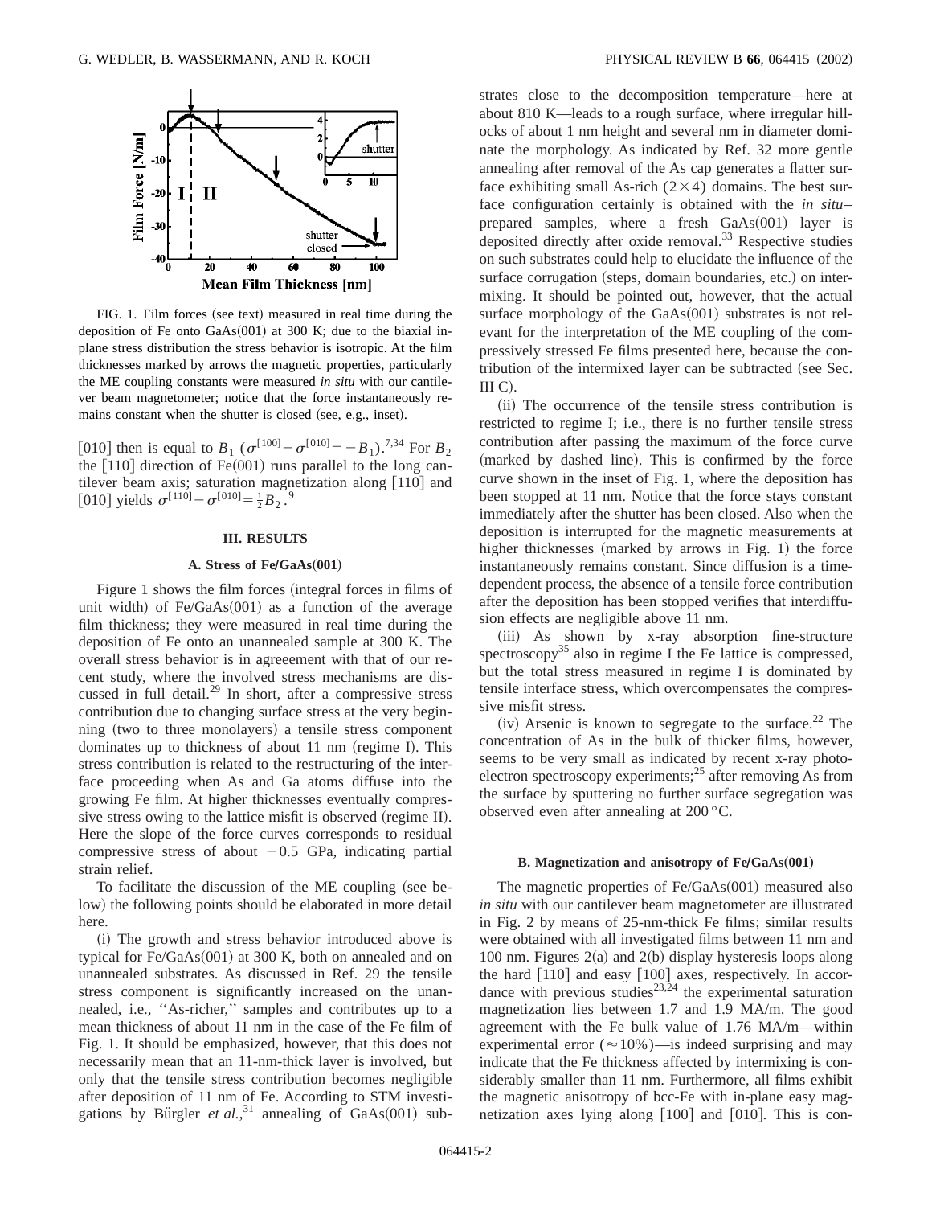Film Force [N/m]

Mean Film Thickness [nm]

I

II

shutter

shutter closed

0, -10, -20, -30, -40

0, 20, 40, 60, 80, 100

4, 2, 0

0, 5, 10

FIG. 1. Film forces (see text) measured in real time during the deposition of Fe onto GaAs(001) at 300 K; due to the biaxial in-plane stress distribution the stress behavior is isotropic. At the film thicknesses marked by arrows the magnetic properties, particularly the ME coupling constants were measured *in situ* with our cantilever beam magnetometer; notice that the force instantaneously remains constant when the shutter is closed (see, e.g., inset).

[010] then is equal to $B_1$ ($\sigma^{[100]}-\sigma^{[010]}=-B_1$).[7,34] For $B_2$ the [110] direction of Fe(001) runs parallel to the long cantilever beam axis; saturation magnetization along [110] and [010] yields $\sigma^{[110]}-\sigma^{[010]}=\frac{1}{2}B_2$.[9]

## III. RESULTS

### A. Stress of Fe/GaAs(001)

Figure 1 shows the film forces (integral forces in films of unit width) of Fe/GaAs(001) as a function of the average film thickness; they were measured in real time during the deposition of Fe onto an unannealed sample at 300 K. The overall stress behavior is in agreeement with that of our recent study, where the involved stress mechanisms are discussed in full detail.[29] In short, after a compressive stress contribution due to changing surface stress at the very beginning (two to three monolayers) a tensile stress component dominates up to thickness of about 11 nm (regime I). This stress contribution is related to the restructuring of the interface proceeding when As and Ga atoms diffuse into the growing Fe film. At higher thicknesses eventually compressive stress owing to the lattice misfit is observed (regime II). Here the slope of the force curves corresponds to residual compressive stress of about $-0.5$ GPa, indicating partial strain relief.

To facilitate the discussion of the ME coupling (see below) the following points should be elaborated in more detail here.

(i) The growth and stress behavior introduced above is typical for Fe/GaAs(001) at 300 K, both on annealed and on unannealed substrates. As discussed in Ref. 29 the tensile stress component is significantly increased on the unannealed, i.e., ''As-richer,'' samples and contributes up to a mean thickness of about 11 nm in the case of the Fe film of Fig. 1. It should be emphasized, however, that this does not necessarily mean that an 11-nm-thick layer is involved, but only that the tensile stress contribution becomes negligible after deposition of 11 nm of Fe. According to STM investigations by Bürgler *et al.*,[31] annealing of GaAs(001) substrates close to the decomposition temperature—here at about 810 K—leads to a rough surface, where irregular hillocks of about 1 nm height and several nm in diameter dominate the morphology. As indicated by Ref. 32 more gentle annealing after removal of the As cap generates a flatter surface exhibiting small As-rich (2×4) domains. The best surface configuration certainly is obtained with the *in situ*–prepared samples, where a fresh GaAs(001) layer is deposited directly after oxide removal.[33] Respective studies on such substrates could help to elucidate the influence of the surface corrugation (steps, domain boundaries, etc.) on intermixing. It should be pointed out, however, that the actual surface morphology of the GaAs(001) substrates is not relevant for the interpretation of the ME coupling of the compressively stressed Fe films presented here, because the contribution of the intermixed layer can be subtracted (see Sec. III C).

(ii) The occurrence of the tensile stress contribution is restricted to regime I; i.e., there is no further tensile stress contribution after passing the maximum of the force curve (marked by dashed line). This is confirmed by the force curve shown in the inset of Fig. 1, where the deposition has been stopped at 11 nm. Notice that the force stays constant immediately after the shutter has been closed. Also when the deposition is interrupted for the magnetic measurements at higher thicknesses (marked by arrows in Fig. 1) the force instantaneously remains constant. Since diffusion is a time-dependent process, the absence of a tensile force contribution after the deposition has been stopped verifies that interdiffusion effects are negligible above 11 nm.

(iii) As shown by x-ray absorption fine-structure spectroscopy[35] also in regime I the Fe lattice is compressed, but the total stress measured in regime I is dominated by tensile interface stress, which overcompensates the compressive misfit stress.

(iv) Arsenic is known to segregate to the surface.[22] The concentration of As in the bulk of thicker films, however, seems to be very small as indicated by recent x-ray photoelectron spectroscopy experiments;[25] after removing As from the surface by sputtering no further surface segregation was observed even after annealing at 200 °C.

### B. Magnetization and anisotropy of Fe/GaAs(001)

The magnetic properties of Fe/GaAs(001) measured also *in situ* with our cantilever beam magnetometer are illustrated in Fig. 2 by means of 25-nm-thick Fe films; similar results were obtained with all investigated films between 11 nm and 100 nm. Figures 2(a) and 2(b) display hysteresis loops along the hard [110] and easy [100] axes, respectively. In accordance with previous studies[23,24] the experimental saturation magnetization lies between 1.7 and 1.9 MA/m. The good agreement with the Fe bulk value of 1.76 MA/m—within experimental error (≈10%)—is indeed surprising and may indicate that the Fe thickness affected by intermixing is considerably smaller than 11 nm. Furthermore, all films exhibit the magnetic anisotropy of bcc-Fe with in-plane easy magnetization axes lying along [100] and [010]. This is con-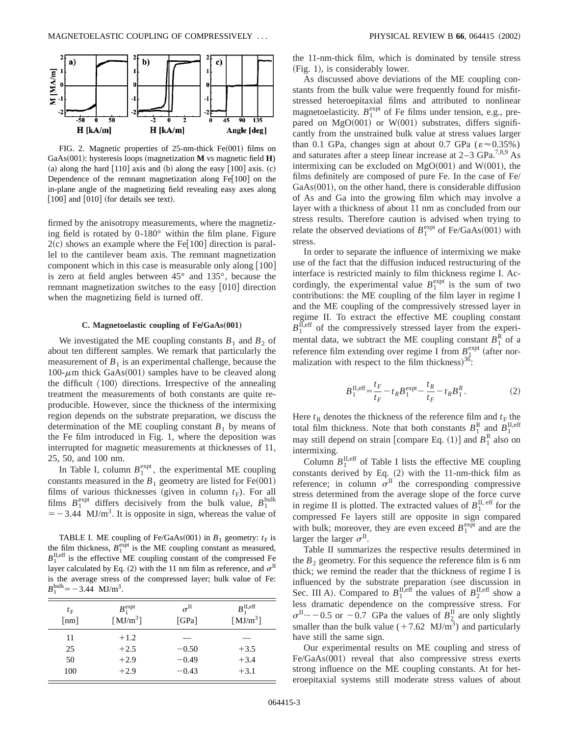a) 
M [MA/m]
2
1
0
-1
-2
-50 0 50
H [kA/m]

b)
2
1
0
-1
-2
-2 0 2
H [kA/m]

c)
2
1
0
-1
-2
0 45 90 135
Angle [deg]

FIG. 2. Magnetic properties of 25-nm-thick Fe(001) films on GaAs(001): hysteresis loops (magnetization **M** vs magnetic field **H**) (a) along the hard [110] axis and (b) along the easy [100] axis. (c) Dependence of the remnant magnetization along Fe[100] on the in-plane angle of the magnetizing field revealing easy axes along [100] and [010] (for details see text).

firmed by the anisotropy measurements, where the magnetizing field is rotated by 0-180° within the film plane. Figure 2(c) shows an example where the Fe[100] direction is parallel to the cantilever beam axis. The remnant magnetization component which in this case is measurable only along [100] is zero at field angles between 45° and 135°, because the remnant magnetization switches to the easy [010] direction when the magnetizing field is turned off.

### C. Magnetoelastic coupling of Fe/GaAs(001)

We investigated the ME coupling constants $B_1$ and $B_2$ of about ten different samples. We remark that particularly the measurement of $B_1$ is an experimental challenge, because the 100-$\mu$m thick GaAs(001) samples have to be cleaved along the difficult ⟨100⟩ directions. Irrespective of the annealing treatment the measurements of both constants are quite reproducible. However, since the thickness of the intermixing region depends on the substrate preparation, we discuss the determination of the ME coupling constant $B_1$ by means of the Fe film introduced in Fig. 1, where the deposition was interrupted for magnetic measurements at thicknesses of 11, 25, 50, and 100 nm.

In Table I, column $B_1^{\mathrm{expt}}$, the experimental ME coupling constants measured in the $B_1$ geometry are listed for Fe(001) films of various thicknesses (given in column $t_{\mathrm{F}}$). For all films $B_1^{\mathrm{expt}}$ differs decisively from the bulk value, $B_1^{\mathrm{bulk}} = -3.44\ \mathrm{MJ/m^3}$. It is opposite in sign, whereas the value of the 11-nm-thick film, which is dominated by tensile stress (Fig. 1), is considerably lower.

TABLE I. ME coupling of Fe/GaAs(001) in $B_1$ geometry: $t_{\mathrm{F}}$ is the film thickness, $B_1^{\mathrm{expt}}$ is the ME coupling constant as measured, $B_1^{\mathrm{II,eff}}$ is the effective ME coupling constant of the compressed Fe layer calculated by Eq. (2) with the 11 nm film as reference, and $\sigma^{\mathrm{II}}$ is the average stress of the compressed layer; bulk value of Fe: $B_1^{\mathrm{bulk}} = -3.44\ \mathrm{MJ/m^3}$.

| $t_{\mathrm{F}}$ [nm] | $B_1^{\mathrm{expt}}$ [$\mathrm{MJ/m^3}$] | $\sigma^{\mathrm{II}}$ [GPa] | $B_1^{\mathrm{II,eff}}$ [$\mathrm{MJ/m^3}$] |
|---|---|---|---|
| 11 | +1.2 | — | — |
| 25 | +2.5 | −0.50 | +3.5 |
| 50 | +2.9 | −0.49 | +3.4 |
| 100 | +2.9 | −0.43 | +3.1 |

As discussed above deviations of the ME coupling constants from the bulk value were frequently found for misfit-stressed heteroepitaxial films and attributed to nonlinear magnetoelasticity. $B_1^{\mathrm{expt}}$ of Fe films under tension, e.g., prepared on MgO(001) or W(001) substrates, differs significantly from the unstrained bulk value at stress values larger than 0.1 GPa, changes sign at about 0.7 GPa ($\varepsilon \approx 0.35\%$) and saturates after a steep linear increase at 2–3 GPa.[7,8,9] As intermixing can be excluded on MgO(001) and W(001), the films definitely are composed of pure Fe. In the case of Fe/GaAs(001), on the other hand, there is considerable diffusion of As and Ga into the growing film which may involve a layer with a thickness of about 11 nm as concluded from our stress results. Therefore caution is advised when trying to relate the observed deviations of $B_1^{\mathrm{expt}}$ of Fe/GaAs(001) with stress.

In order to separate the influence of intermixing we make use of the fact that the diffusion induced restructuring of the interface is restricted mainly to film thickness regime I. Accordingly, the experimental value $B_1^{\mathrm{expt}}$ is the sum of two contributions: the ME coupling of the film layer in regime I and the ME coupling of the compressively stressed layer in regime II. To extract the effective ME coupling constant $B_1^{\mathrm{II,eff}}$ of the compressively stressed layer from the experimental data, we subtract the ME coupling constant $B_1^{\mathrm{R}}$ of a reference film extending over regime I from $B_1^{\mathrm{expt}}$ (after normalization with respect to the film thickness)[36]:

$$B_1^{\mathrm{II,eff}} = \frac{t_F}{t_F - t_R} B_1^{\mathrm{expt}} - \frac{t_R}{t_F - t_R} B_1^{R}. \tag{2}$$

Here $t_{\mathrm{R}}$ denotes the thickness of the reference film and $t_{\mathrm{F}}$ the total film thickness. Note that both constants $B_1^{\mathrm{R}}$ and $B_1^{\mathrm{II,eff}}$ may still depend on strain [compare Eq. (1)] and $B_1^{\mathrm{R}}$ also on intermixing.

Column $B_1^{\mathrm{II,eff}}$ of Table I lists the effective ME coupling constants derived by Eq. (2) with the 11-nm-thick film as reference; in column $\sigma^{\mathrm{II}}$ the corresponding compressive stress determined from the average slope of the force curve in regime II is plotted. The extracted values of $B_1^{\mathrm{II,eff}}$ for the compressed Fe layers still are opposite in sign compared with bulk; moreover, they are even exceed $B_1^{\mathrm{expt}}$ and are the larger the larger $\sigma^{\mathrm{II}}$.

Table II summarizes the respective results determined in the $B_2$ geometry. For this sequence the reference film is 6 nm thick; we remind the reader that the thickness of regime I is influenced by the substrate preparation (see discussion in Sec. III A). Compared to $B_1^{\mathrm{II,eff}}$ the values of $B_2^{\mathrm{II,eff}}$ show a less dramatic dependence on the compressive stress. For $\sigma^{\mathrm{II}} \sim -0.5$ or $-0.7$ GPa the values of $B_2^{\mathrm{II}}$ are only slightly smaller than the bulk value ($+7.62\ \mathrm{MJ/m^3}$) and particularly have still the same sign.

Our experimental results on ME coupling and stress of Fe/GaAs(001) reveal that also compressive stress exerts strong influence on the ME coupling constants. At for heteroepitaxial systems still moderate stress values of about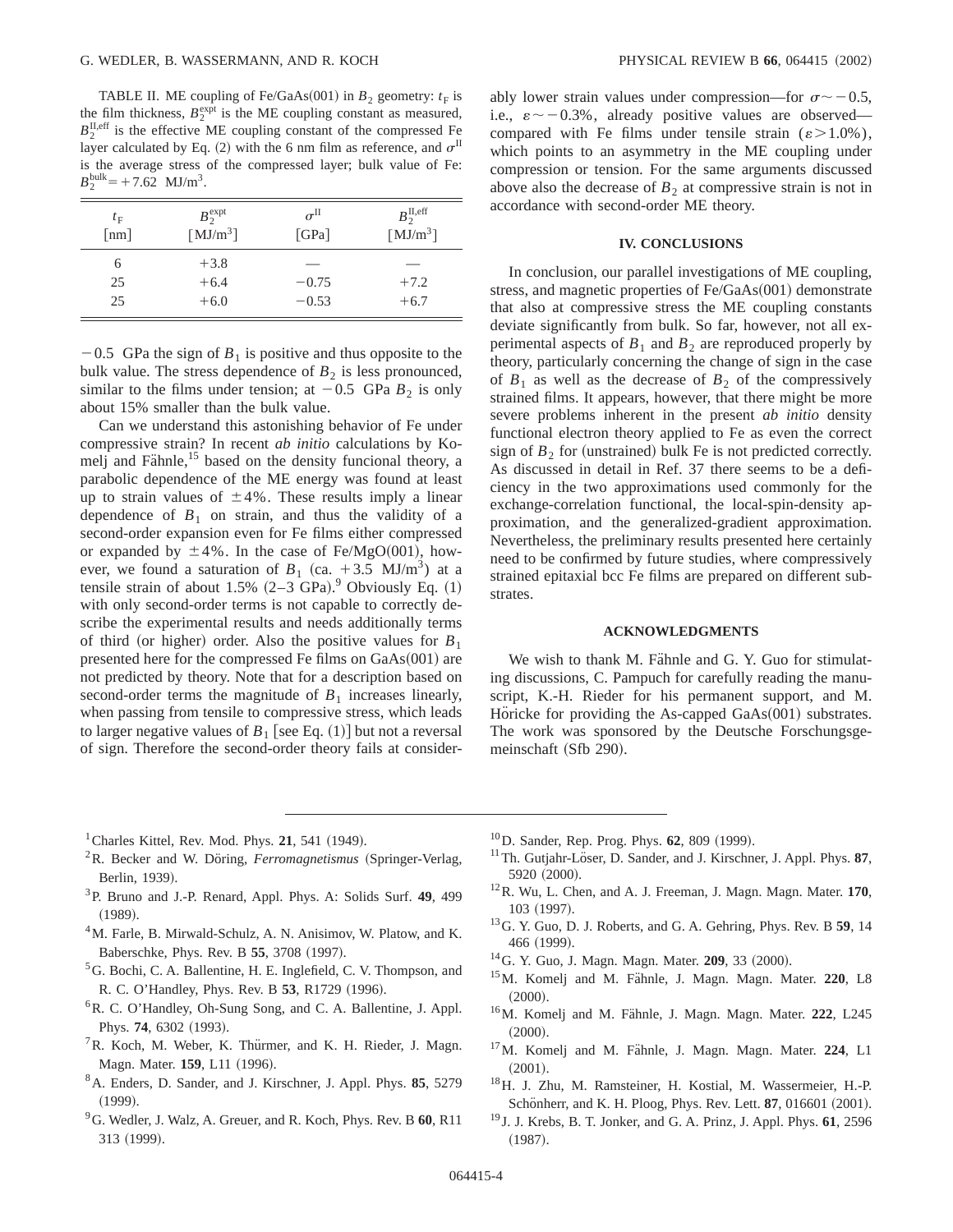TABLE II. ME coupling of Fe/GaAs(001) in $B_2$ geometry: $t_F$ is the film thickness, $B_2^{\rm expt}$ is the ME coupling constant as measured, $B_2^{\rm II,eff}$ is the effective ME coupling constant of the compressed Fe layer calculated by Eq. (2) with the 6 nm film as reference, and $\sigma^{\rm II}$ is the average stress of the compressed layer; bulk value of Fe: $B_2^{\rm bulk} = +7.62$ MJ/m$^3$.

| $t_F$ [nm] | $B_2^{\rm expt}$ [MJ/m$^3$] | $\sigma^{\rm II}$ [GPa] | $B_2^{\rm II,eff}$ [MJ/m$^3$] |
|---|---|---|---|
| 6 | +3.8 | — | — |
| 25 | +6.4 | −0.75 | +7.2 |
| 25 | +6.0 | −0.53 | +6.7 |

−0.5 GPa the sign of $B_1$ is positive and thus opposite to the bulk value. The stress dependence of $B_2$ is less pronounced, similar to the films under tension; at −0.5 GPa $B_2$ is only about 15% smaller than the bulk value.

Can we understand this astonishing behavior of Fe under compressive strain? In recent *ab initio* calculations by Komelj and Fähnle,[15] based on the density funcional theory, a parabolic dependence of the ME energy was found at least up to strain values of ±4%. These results imply a linear dependence of $B_1$ on strain, and thus the validity of a second-order expansion even for Fe films either compressed or expanded by ±4%. In the case of Fe/MgO(001), however, we found a saturation of $B_1$ (ca. +3.5 MJ/m$^3$) at a tensile strain of about 1.5% (2–3 GPa).[9] Obviously Eq. (1) with only second-order terms is not capable to correctly describe the experimental results and needs additionally terms of third (or higher) order. Also the positive values for $B_1$ presented here for the compressed Fe films on GaAs(001) are not predicted by theory. Note that for a description based on second-order terms the magnitude of $B_1$ increases linearly, when passing from tensile to compressive stress, which leads to larger negative values of $B_1$ [see Eq. (1)] but not a reversal of sign. Therefore the second-order theory fails at considerably lower strain values under compression—for $\sigma \sim -0.5$, i.e., $\varepsilon \sim -0.3\%$, already positive values are observed—compared with Fe films under tensile strain ($\varepsilon > 1.0\%$), which points to an asymmetry in the ME coupling under compression or tension. For the same arguments discussed above also the decrease of $B_2$ at compressive strain is not in accordance with second-order ME theory.

## IV. CONCLUSIONS

In conclusion, our parallel investigations of ME coupling, stress, and magnetic properties of Fe/GaAs(001) demonstrate that also at compressive stress the ME coupling constants deviate significantly from bulk. So far, however, not all experimental aspects of $B_1$ and $B_2$ are reproduced properly by theory, particularly concerning the change of sign in the case of $B_1$ as well as the decrease of $B_2$ of the compressively strained films. It appears, however, that there might be more severe problems inherent in the present *ab initio* density functional electron theory applied to Fe as even the correct sign of $B_2$ for (unstrained) bulk Fe is not predicted correctly. As discussed in detail in Ref. 37 there seems to be a deficiency in the two approximations used commonly for the exchange-correlation functional, the local-spin-density approximation, and the generalized-gradient approximation. Nevertheless, the preliminary results presented here certainly need to be confirmed by future studies, where compressively strained epitaxial bcc Fe films are prepared on different substrates.

## ACKNOWLEDGMENTS

We wish to thank M. Fähnle and G. Y. Guo for stimulating discussions, C. Pampuch for carefully reading the manuscript, K.-H. Rieder for his permanent support, and M. Höricke for providing the As-capped GaAs(001) substrates. The work was sponsored by the Deutsche Forschungsgemeinschaft (Sfb 290).

---

[1] Charles Kittel, Rev. Mod. Phys. **21**, 541 (1949).
[2] R. Becker and W. Döring, *Ferromagnetismus* (Springer-Verlag, Berlin, 1939).
[3] P. Bruno and J.-P. Renard, Appl. Phys. A: Solids Surf. **49**, 499 (1989).
[4] M. Farle, B. Mirwald-Schulz, A. N. Anisimov, W. Platow, and K. Baberschke, Phys. Rev. B **55**, 3708 (1997).
[5] G. Bochi, C. A. Ballentine, H. E. Inglefield, C. V. Thompson, and R. C. O'Handley, Phys. Rev. B **53**, R1729 (1996).
[6] R. C. O'Handley, Oh-Sung Song, and C. A. Ballentine, J. Appl. Phys. **74**, 6302 (1993).
[7] R. Koch, M. Weber, K. Thürmer, and K. H. Rieder, J. Magn. Magn. Mater. **159**, L11 (1996).
[8] A. Enders, D. Sander, and J. Kirschner, J. Appl. Phys. **85**, 5279 (1999).
[9] G. Wedler, J. Walz, A. Greuer, and R. Koch, Phys. Rev. B **60**, R11 313 (1999).
[10] D. Sander, Rep. Prog. Phys. **62**, 809 (1999).
[11] Th. Gutjahr-Löser, D. Sander, and J. Kirschner, J. Appl. Phys. **87**, 5920 (2000).
[12] R. Wu, L. Chen, and A. J. Freeman, J. Magn. Magn. Mater. **170**, 103 (1997).
[13] G. Y. Guo, D. J. Roberts, and G. A. Gehring, Phys. Rev. B **59**, 14 466 (1999).
[14] G. Y. Guo, J. Magn. Magn. Mater. **209**, 33 (2000).
[15] M. Komelj and M. Fähnle, J. Magn. Magn. Mater. **220**, L8 (2000).
[16] M. Komelj and M. Fähnle, J. Magn. Magn. Mater. **222**, L245 (2000).
[17] M. Komelj and M. Fähnle, J. Magn. Magn. Mater. **224**, L1 (2001).
[18] H. J. Zhu, M. Ramsteiner, H. Kostial, M. Wassermeier, H.-P. Schönherr, and K. H. Ploog, Phys. Rev. Lett. **87**, 016601 (2001).
[19] J. J. Krebs, B. T. Jonker, and G. A. Prinz, J. Appl. Phys. **61**, 2596 (1987).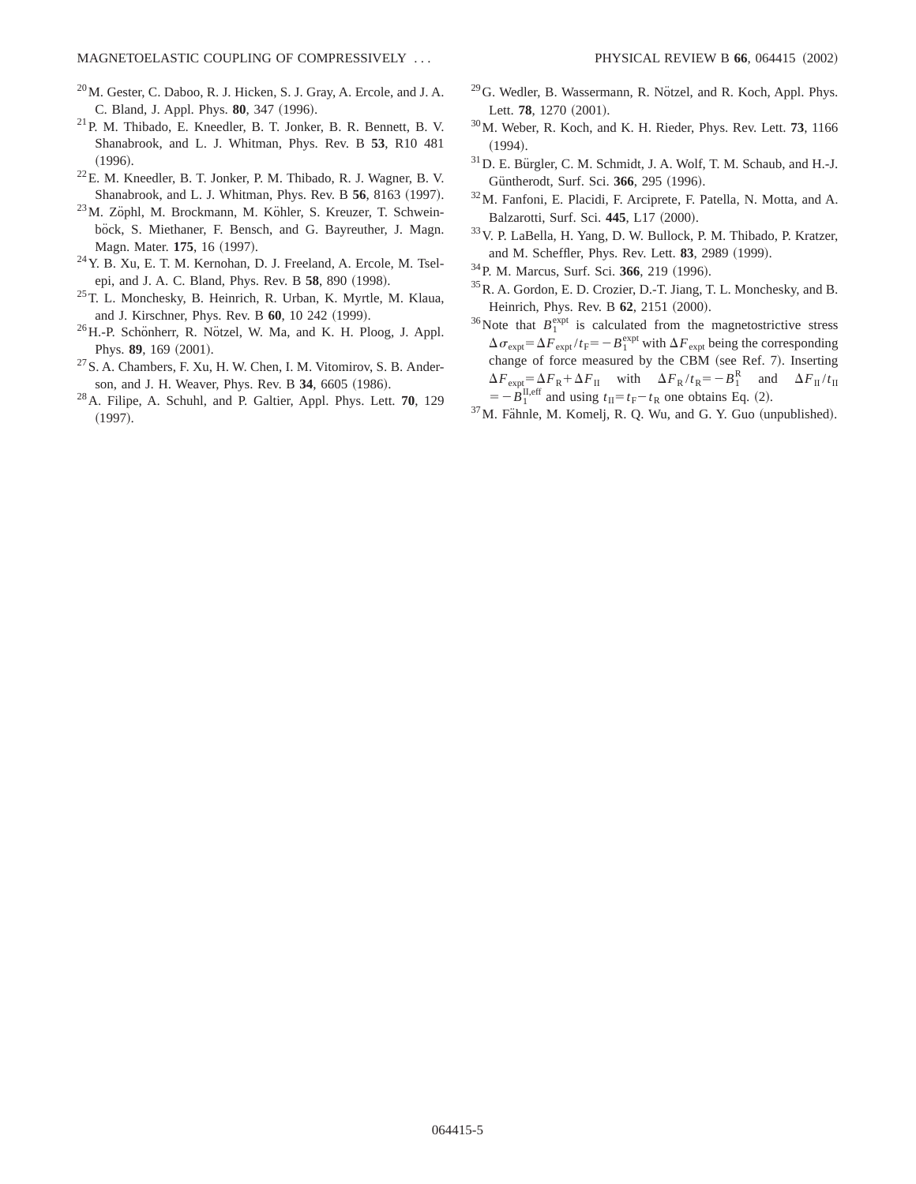[20] M. Gester, C. Daboo, R. J. Hicken, S. J. Gray, A. Ercole, and J. A. C. Bland, J. Appl. Phys. **80**, 347 (1996).

[21] P. M. Thibado, E. Kneedler, B. T. Jonker, B. R. Bennett, B. V. Shanabrook, and L. J. Whitman, Phys. Rev. B **53**, R10 481 (1996).

[22] E. M. Kneedler, B. T. Jonker, P. M. Thibado, R. J. Wagner, B. V. Shanabrook, and L. J. Whitman, Phys. Rev. B **56**, 8163 (1997).

[23] M. Zöphl, M. Brockmann, M. Köhler, S. Kreuzer, T. Schweinböck, S. Miethaner, F. Bensch, and G. Bayreuther, J. Magn. Magn. Mater. **175**, 16 (1997).

[24] Y. B. Xu, E. T. M. Kernohan, D. J. Freeland, A. Ercole, M. Tselepi, and J. A. C. Bland, Phys. Rev. B **58**, 890 (1998).

[25] T. L. Monchesky, B. Heinrich, R. Urban, K. Myrtle, M. Klaua, and J. Kirschner, Phys. Rev. B **60**, 10 242 (1999).

[26] H.-P. Schönherr, R. Nötzel, W. Ma, and K. H. Ploog, J. Appl. Phys. **89**, 169 (2001).

[27] S. A. Chambers, F. Xu, H. W. Chen, I. M. Vitomirov, S. B. Anderson, and J. H. Weaver, Phys. Rev. B **34**, 6605 (1986).

[28] A. Filipe, A. Schuhl, and P. Galtier, Appl. Phys. Lett. **70**, 129 (1997).

[29] G. Wedler, B. Wassermann, R. Nötzel, and R. Koch, Appl. Phys. Lett. **78**, 1270 (2001).

[30] M. Weber, R. Koch, and K. H. Rieder, Phys. Rev. Lett. **73**, 1166 (1994).

[31] D. E. Bürgler, C. M. Schmidt, J. A. Wolf, T. M. Schaub, and H.-J. Güntherodt, Surf. Sci. **366**, 295 (1996).

[32] M. Fanfoni, E. Placidi, F. Arciprete, F. Patella, N. Motta, and A. Balzarotti, Surf. Sci. **445**, L17 (2000).

[33] V. P. LaBella, H. Yang, D. W. Bullock, P. M. Thibado, P. Kratzer, and M. Scheffler, Phys. Rev. Lett. **83**, 2989 (1999).

[34] P. M. Marcus, Surf. Sci. **366**, 219 (1996).

[35] R. A. Gordon, E. D. Crozier, D.-T. Jiang, T. L. Monchesky, and B. Heinrich, Phys. Rev. B **62**, 2151 (2000).

[36] Note that $B_1^{\mathrm{expt}}$ is calculated from the magnetostrictive stress $\Delta\sigma_{\mathrm{expt}} = \Delta F_{\mathrm{expt}}/t_{\mathrm{F}} = -B_1^{\mathrm{expt}}$ with $\Delta F_{\mathrm{expt}}$ being the corresponding change of force measured by the CBM (see Ref. 7). Inserting $\Delta F_{\mathrm{expt}} = \Delta F_{\mathrm{R}} + \Delta F_{\mathrm{II}}$ with $\Delta F_{\mathrm{R}}/t_{\mathrm{R}} = -B_1^{\mathrm{R}}$ and $\Delta F_{\mathrm{II}}/t_{\mathrm{II}} = -B_1^{\mathrm{II,eff}}$ and using $t_{\mathrm{II}} = t_{\mathrm{F}} - t_{\mathrm{R}}$ one obtains Eq. (2).

[37] M. Fähnle, M. Komelj, R. Q. Wu, and G. Y. Guo (unpublished).